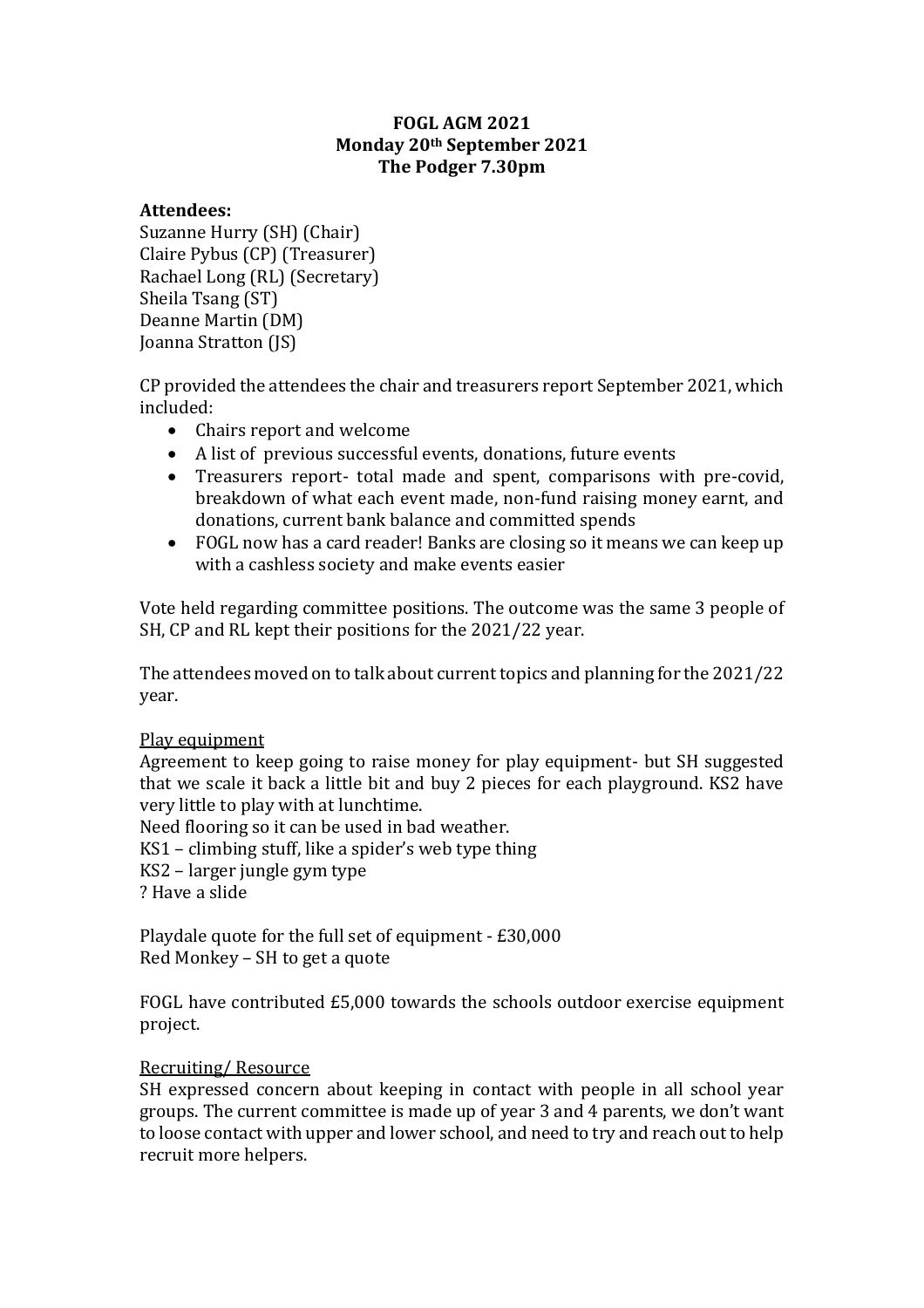**FOGL AGM 2021**
**Monday 20th September 2021**
**The Podger 7.30pm**

**Attendees:**
Suzanne Hurry (SH) (Chair)
Claire Pybus (CP) (Treasurer)
Rachael Long (RL) (Secretary)
Sheila Tsang (ST)
Deanne Martin (DM)
Joanna Stratton (JS)

CP provided the attendees the chair and treasurers report September 2021, which included:

- Chairs report and welcome
- A list of previous successful events, donations, future events
- Treasurers report- total made and spent, comparisons with pre-covid, breakdown of what each event made, non-fund raising money earnt, and donations, current bank balance and committed spends
- FOGL now has a card reader! Banks are closing so it means we can keep up with a cashless society and make events easier

Vote held regarding committee positions. The outcome was the same 3 people of SH, CP and RL kept their positions for the 2021/22 year.

The attendees moved on to talk about current topics and planning for the 2021/22 year.

Play equipment

Agreement to keep going to raise money for play equipment- but SH suggested that we scale it back a little bit and buy 2 pieces for each playground. KS2 have very little to play with at lunchtime.
Need flooring so it can be used in bad weather.
KS1 – climbing stuff, like a spider's web type thing
KS2 – larger jungle gym type
? Have a slide

Playdale quote for the full set of equipment - £30,000
Red Monkey – SH to get a quote

FOGL have contributed £5,000 towards the schools outdoor exercise equipment project.

Recruiting/ Resource

SH expressed concern about keeping in contact with people in all school year groups. The current committee is made up of year 3 and 4 parents, we don't want to loose contact with upper and lower school, and need to try and reach out to help recruit more helpers.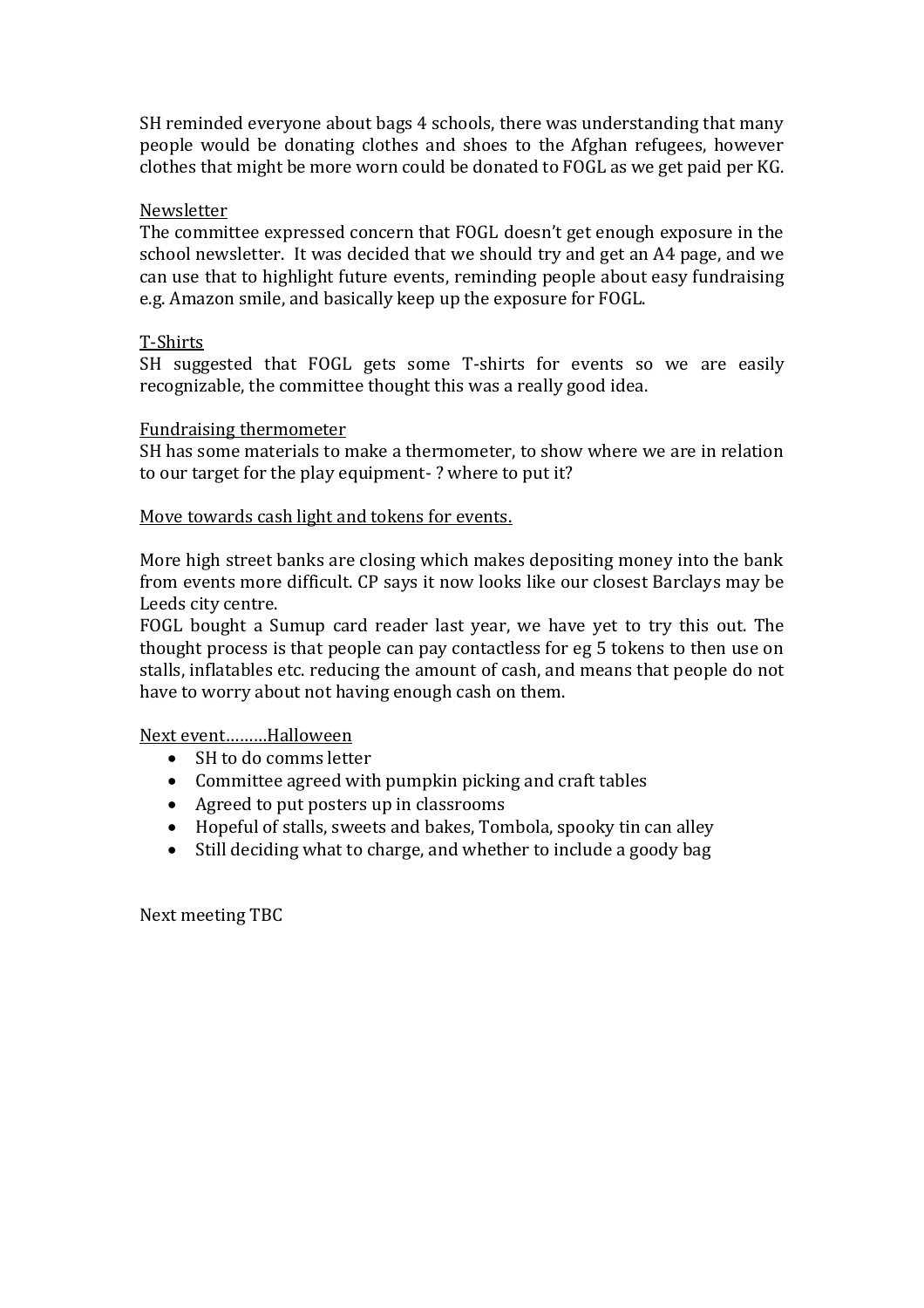SH reminded everyone about bags 4 schools, there was understanding that many people would be donating clothes and shoes to the Afghan refugees, however clothes that might be more worn could be donated to FOGL as we get paid per KG.

<u>Newsletter</u>

The committee expressed concern that FOGL doesn't get enough exposure in the school newsletter. It was decided that we should try and get an A4 page, and we can use that to highlight future events, reminding people about easy fundraising e.g. Amazon smile, and basically keep up the exposure for FOGL.

<u>T-Shirts</u>

SH suggested that FOGL gets some T-shirts for events so we are easily recognizable, the committee thought this was a really good idea.

<u>Fundraising thermometer</u>

SH has some materials to make a thermometer, to show where we are in relation to our target for the play equipment- ? where to put it?

<u>Move towards cash light and tokens for events.</u>

More high street banks are closing which makes depositing money into the bank from events more difficult. CP says it now looks like our closest Barclays may be Leeds city centre.

FOGL bought a Sumup card reader last year, we have yet to try this out. The thought process is that people can pay contactless for eg 5 tokens to then use on stalls, inflatables etc. reducing the amount of cash, and means that people do not have to worry about not having enough cash on them.

<u>Next event………Halloween</u>

- SH to do comms letter
- Committee agreed with pumpkin picking and craft tables
- Agreed to put posters up in classrooms
- Hopeful of stalls, sweets and bakes, Tombola, spooky tin can alley
- Still deciding what to charge, and whether to include a goody bag

Next meeting TBC